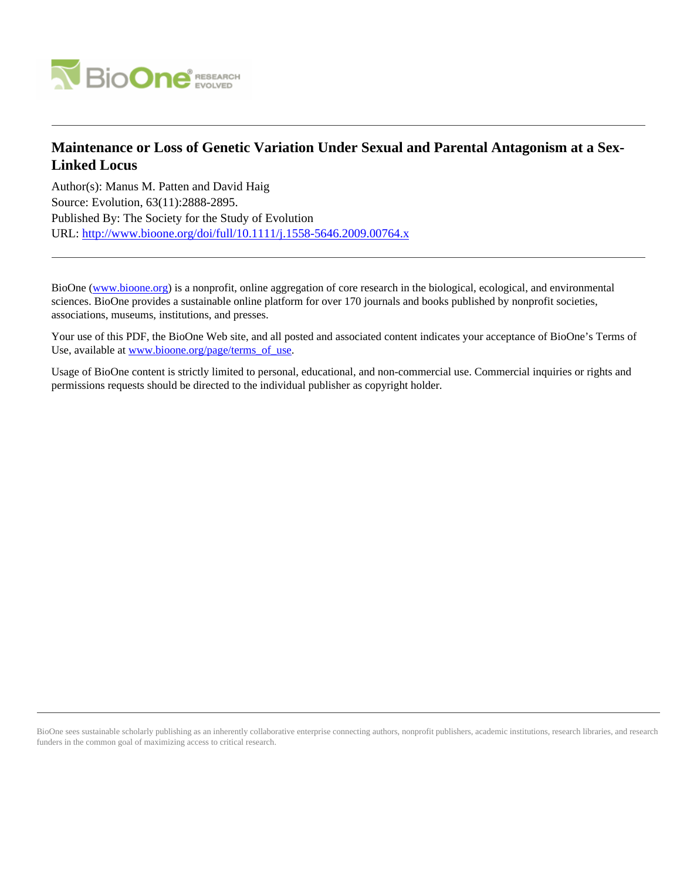# Maintenance or Loss of Genetic Variation Under Sexual and Parental Antagonism at a Sex-Linked Locus

Author(s): Manus M. Patten and David Haig

Source: Evolution, 63(11):2888-2895.

Published By: The Society for the Study of Evolution

URL: http://www.bioone.org/doi/full/10.1111/j.1558-5646.2009.00764.x

BioOne (www.bioone.org) is a nonprofit, online aggregation of core research in the biological, ecological, and environmental sciences. BioOne provides a sustainable online platform for over 170 journals and books published by nonprofit societies, associations, museums, institutions, and presses.

Your use of this PDF, the BioOne Web site, and all posted and associated content indicates your acceptance of BioOne's Terms of Use, available at www.bioone.org/page/terms_of_use.

Usage of BioOne content is strictly limited to personal, educational, and non-commercial use. Commercial inquiries or rights and permissions requests should be directed to the individual publisher as copyright holder.

BioOne sees sustainable scholarly publishing as an inherently collaborative enterprise connecting authors, nonprofit publishers, academic institutions, research libraries, and research funders in the common goal of maximizing access to critical research.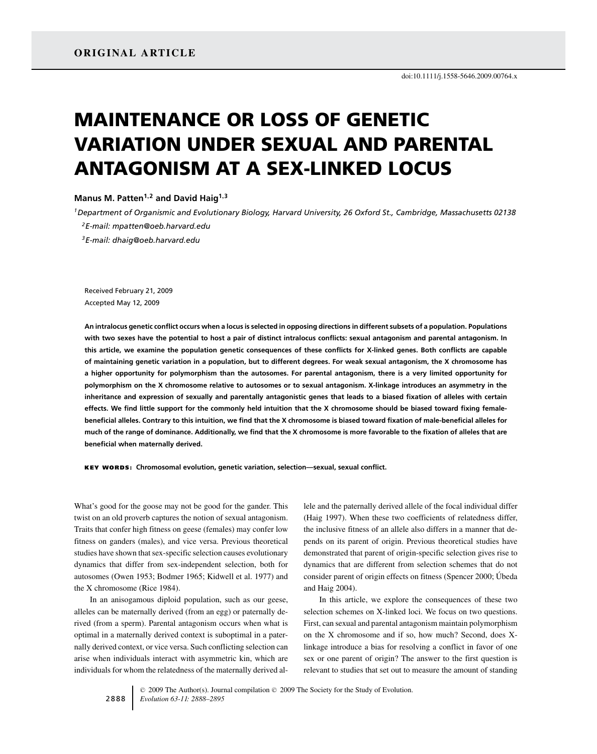ORIGINAL ARTICLE

doi:10.1111/j.1558-5646.2009.00764.x

# MAINTENANCE OR LOSS OF GENETIC VARIATION UNDER SEXUAL AND PARENTAL ANTAGONISM AT A SEX-LINKED LOCUS

**Manus M. Patten[1,2] and David Haig[1,3]**

[1]*Department of Organismic and Evolutionary Biology, Harvard University, 26 Oxford St., Cambridge, Massachusetts 02138*

[2]*E-mail: mpatten@oeb.harvard.edu*

[3]*E-mail: dhaig@oeb.harvard.edu*

Received February 21, 2009
Accepted May 12, 2009

**An intralocus genetic conflict occurs when a locus is selected in opposing directions in different subsets of a population. Populations with two sexes have the potential to host a pair of distinct intralocus conflicts: sexual antagonism and parental antagonism. In this article, we examine the population genetic consequences of these conflicts for X-linked genes. Both conflicts are capable of maintaining genetic variation in a population, but to different degrees. For weak sexual antagonism, the X chromosome has a higher opportunity for polymorphism than the autosomes. For parental antagonism, there is a very limited opportunity for polymorphism on the X chromosome relative to autosomes or to sexual antagonism. X-linkage introduces an asymmetry in the inheritance and expression of sexually and parentally antagonistic genes that leads to a biased fixation of alleles with certain effects. We find little support for the commonly held intuition that the X chromosome should be biased toward fixing female-beneficial alleles. Contrary to this intuition, we find that the X chromosome is biased toward fixation of male-beneficial alleles for much of the range of dominance. Additionally, we find that the X chromosome is more favorable to the fixation of alleles that are beneficial when maternally derived.**

**KEY WORDS: Chromosomal evolution, genetic variation, selection—sexual, sexual conflict.**

What's good for the goose may not be good for the gander. This twist on an old proverb captures the notion of sexual antagonism. Traits that confer high fitness on geese (females) may confer low fitness on ganders (males), and vice versa. Previous theoretical studies have shown that sex-specific selection causes evolutionary dynamics that differ from sex-independent selection, both for autosomes (Owen 1953; Bodmer 1965; Kidwell et al. 1977) and the X chromosome (Rice 1984).

In an anisogamous diploid population, such as our geese, alleles can be maternally derived (from an egg) or paternally derived (from a sperm). Parental antagonism occurs when what is optimal in a maternally derived context is suboptimal in a paternally derived context, or vice versa. Such conflicting selection can arise when individuals interact with asymmetric kin, which are individuals for whom the relatedness of the maternally derived allele and the paternally derived allele of the focal individual differ (Haig 1997). When these two coefficients of relatedness differ, the inclusive fitness of an allele also differs in a manner that depends on its parent of origin. Previous theoretical studies have demonstrated that parent of origin-specific selection gives rise to dynamics that are different from selection schemes that do not consider parent of origin effects on fitness (Spencer 2000; Úbeda and Haig 2004).

In this article, we explore the consequences of these two selection schemes on X-linked loci. We focus on two questions. First, can sexual and parental antagonism maintain polymorphism on the X chromosome and if so, how much? Second, does X-linkage introduce a bias for resolving a conflict in favor of one sex or one parent of origin? The answer to the first question is relevant to studies that set out to measure the amount of standing

© 2009 The Author(s). Journal compilation © 2009 The Society for the Study of Evolution.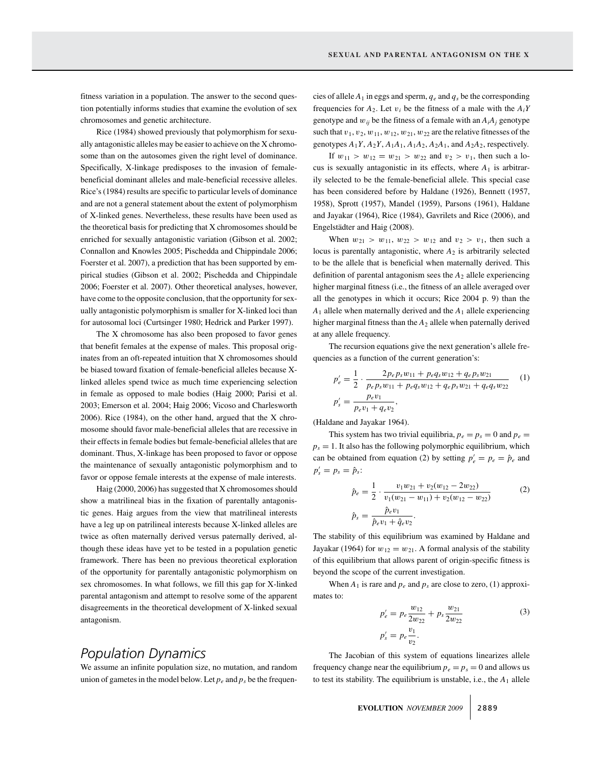fitness variation in a population. The answer to the second question potentially informs studies that examine the evolution of sex chromosomes and genetic architecture.

Rice (1984) showed previously that polymorphism for sexually antagonistic alleles may be easier to achieve on the X chromosome than on the autosomes given the right level of dominance. Specifically, X-linkage predisposes to the invasion of female-beneficial dominant alleles and male-beneficial recessive alleles. Rice's (1984) results are specific to particular levels of dominance and are not a general statement about the extent of polymorphism of X-linked genes. Nevertheless, these results have been used as the theoretical basis for predicting that X chromosomes should be enriched for sexually antagonistic variation (Gibson et al. 2002; Connallon and Knowles 2005; Pischedda and Chippindale 2006; Foerster et al. 2007), a prediction that has been supported by empirical studies (Gibson et al. 2002; Pischedda and Chippindale 2006; Foerster et al. 2007). Other theoretical analyses, however, have come to the opposite conclusion, that the opportunity for sexually antagonistic polymorphism is smaller for X-linked loci than for autosomal loci (Curtsinger 1980; Hedrick and Parker 1997).

The X chromosome has also been proposed to favor genes that benefit females at the expense of males. This proposal originates from an oft-repeated intuition that X chromosomes should be biased toward fixation of female-beneficial alleles because X-linked alleles spend twice as much time experiencing selection in female as opposed to male bodies (Haig 2000; Parisi et al. 2003; Emerson et al. 2004; Haig 2006; Vicoso and Charlesworth 2006). Rice (1984), on the other hand, argued that the X chromosome should favor male-beneficial alleles that are recessive in their effects in female bodies but female-beneficial alleles that are dominant. Thus, X-linkage has been proposed to favor or oppose the maintenance of sexually antagonistic polymorphism and to favor or oppose female interests at the expense of male interests.

Haig (2000, 2006) has suggested that X chromosomes should show a matrilineal bias in the fixation of parentally antagonistic genes. Haig argues from the view that matrilineal interests have a leg up on patrilineal interests because X-linked alleles are twice as often maternally derived versus paternally derived, although these ideas have yet to be tested in a population genetic framework. There has been no previous theoretical exploration of the opportunity for parentally antagonistic polymorphism on sex chromosomes. In what follows, we fill this gap for X-linked parental antagonism and attempt to resolve some of the apparent disagreements in the theoretical development of X-linked sexual antagonism.

## Population Dynamics

We assume an infinite population size, no mutation, and random union of gametes in the model below. Let $p_e$ and $p_s$ be the frequencies of allele $A_1$ in eggs and sperm, $q_e$ and $q_s$ be the corresponding frequencies for $A_2$. Let $v_i$ be the fitness of a male with the $A_iY$ genotype and $w_{ij}$ be the fitness of a female with an $A_iA_j$ genotype such that $v_1, v_2, w_{11}, w_{12}, w_{21}, w_{22}$ are the relative fitnesses of the genotypes $A_1Y$, $A_2Y$, $A_1A_1$, $A_1A_2$, $A_2A_1$, and $A_2A_2$, respectively.

If $w_{11} > w_{12} = w_{21} > w_{22}$ and $v_2 > v_1$, then such a locus is sexually antagonistic in its effects, where $A_1$ is arbitrarily selected to be the female-beneficial allele. This special case has been considered before by Haldane (1926), Bennett (1957, 1958), Sprott (1957), Mandel (1959), Parsons (1961), Haldane and Jayakar (1964), Rice (1984), Gavrilets and Rice (2006), and Engelstädter and Haig (2008).

When $w_{21} > w_{11}$, $w_{22} > w_{12}$ and $v_2 > v_1$, then such a locus is parentally antagonistic, where $A_2$ is arbitrarily selected to be the allele that is beneficial when maternally derived. This definition of parental antagonism sees the $A_2$ allele experiencing higher marginal fitness (i.e., the fitness of an allele averaged over all the genotypes in which it occurs; Rice 2004 p. 9) than the $A_1$ allele when maternally derived and the $A_1$ allele experiencing higher marginal fitness than the $A_2$ allele when paternally derived at any allele frequency.

The recursion equations give the next generation's allele frequencies as a function of the current generation's:

$$p_e' = \frac{1}{2} \cdot \frac{2p_e p_s w_{11} + p_e q_s w_{12} + q_e p_s w_{21}}{p_e p_s w_{11} + p_e q_s w_{12} + q_e p_s w_{21} + q_e q_s w_{22}} \qquad (1)$$

$$p_s' = \frac{p_e v_1}{p_e v_1 + q_e v_2},$$

(Haldane and Jayakar 1964).

This system has two trivial equilibria, $p_e = p_s = 0$ and $p_e = p_s = 1$. It also has the following polymorphic equilibrium, which can be obtained from equation (2) by setting $p_e' = p_e = \hat{p}_e$ and $p_s' = p_s = \hat{p}_s$:

$$\hat{p}_e = \frac{1}{2} \cdot \frac{v_1 w_{21} + v_2(w_{12} - 2w_{22})}{v_1(w_{21} - w_{11}) + v_2(w_{12} - w_{22})} \qquad (2)$$

$$\hat{p}_s = \frac{\hat{p}_e v_1}{\hat{p}_e v_1 + \hat{q}_e v_2}.$$

The stability of this equilibrium was examined by Haldane and Jayakar (1964) for $w_{12} = w_{21}$. A formal analysis of the stability of this equilibrium that allows parent of origin-specific fitness is beyond the scope of the current investigation.

When $A_1$ is rare and $p_e$ and $p_s$ are close to zero, (1) approximates to:

$$p_e' = p_e \frac{w_{12}}{2w_{22}} + p_s \frac{w_{21}}{2w_{22}} \qquad (3)$$

$$p_s' = p_e \frac{v_1}{v_2}.$$

The Jacobian of this system of equations linearizes allele frequency change near the equilibrium $p_e = p_s = 0$ and allows us to test its stability. The equilibrium is unstable, i.e., the $A_1$ allele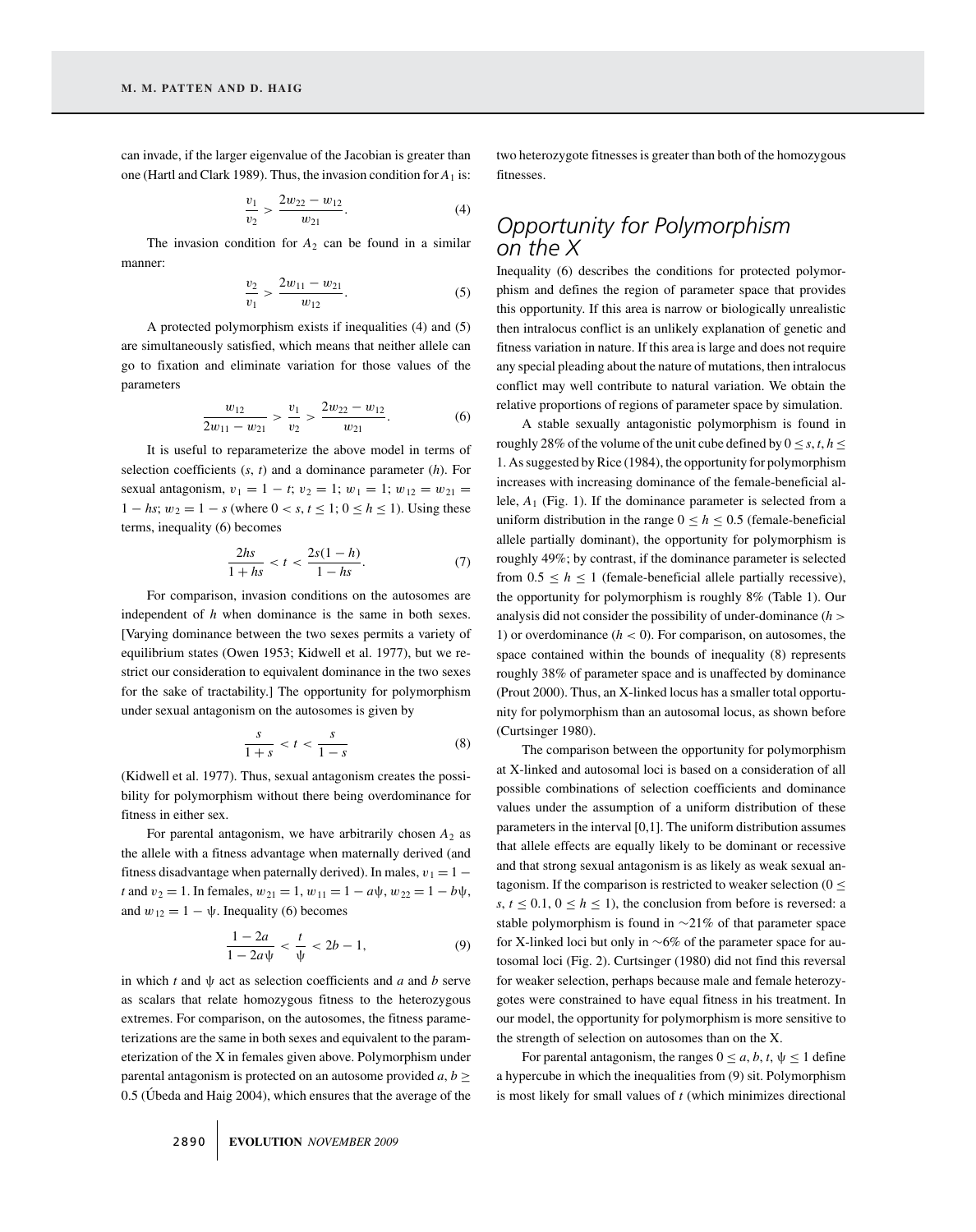can invade, if the larger eigenvalue of the Jacobian is greater than one (Hartl and Clark 1989). Thus, the invasion condition for $A_1$ is:

$$\frac{v_1}{v_2} > \frac{2w_{22} - w_{12}}{w_{21}}. \tag{4}$$

The invasion condition for $A_2$ can be found in a similar manner:

$$\frac{v_2}{v_1} > \frac{2w_{11} - w_{21}}{w_{12}}. \tag{5}$$

A protected polymorphism exists if inequalities (4) and (5) are simultaneously satisfied, which means that neither allele can go to fixation and eliminate variation for those values of the parameters

$$\frac{w_{12}}{2w_{11} - w_{21}} > \frac{v_1}{v_2} > \frac{2w_{22} - w_{12}}{w_{21}}. \tag{6}$$

It is useful to reparameterize the above model in terms of selection coefficients ($s$, $t$) and a dominance parameter ($h$). For sexual antagonism, $v_1 = 1 - t$; $v_2 = 1$; $w_1 = 1$; $w_{12} = w_{21} = 1 - hs$; $w_2 = 1 - s$ (where $0 < s, t \leq 1$; $0 \leq h \leq 1$). Using these terms, inequality (6) becomes

$$\frac{2hs}{1 + hs} < t < \frac{2s(1 - h)}{1 - hs}. \tag{7}$$

For comparison, invasion conditions on the autosomes are independent of $h$ when dominance is the same in both sexes. [Varying dominance between the two sexes permits a variety of equilibrium states (Owen 1953; Kidwell et al. 1977), but we restrict our consideration to equivalent dominance in the two sexes for the sake of tractability.] The opportunity for polymorphism under sexual antagonism on the autosomes is given by

$$\frac{s}{1 + s} < t < \frac{s}{1 - s} \tag{8}$$

(Kidwell et al. 1977). Thus, sexual antagonism creates the possibility for polymorphism without there being overdominance for fitness in either sex.

For parental antagonism, we have arbitrarily chosen $A_2$ as the allele with a fitness advantage when maternally derived (and fitness disadvantage when paternally derived). In males, $v_1 = 1 - t$ and $v_2 = 1$. In females, $w_{21} = 1$, $w_{11} = 1 - a\psi$, $w_{22} = 1 - b\psi$, and $w_{12} = 1 - \psi$. Inequality (6) becomes

$$\frac{1 - 2a}{1 - 2a\psi} < \frac{t}{\psi} < 2b - 1, \tag{9}$$

in which $t$ and $\psi$ act as selection coefficients and $a$ and $b$ serve as scalars that relate homozygous fitness to the heterozygous extremes. For comparison, on the autosomes, the fitness parameterizations are the same in both sexes and equivalent to the parameterization of the X in females given above. Polymorphism under parental antagonism is protected on an autosome provided $a, b \geq 0.5$ (Úbeda and Haig 2004), which ensures that the average of the two heterozygote fitnesses is greater than both of the homozygous fitnesses.

## Opportunity for Polymorphism on the X

Inequality (6) describes the conditions for protected polymorphism and defines the region of parameter space that provides this opportunity. If this area is narrow or biologically unrealistic then intralocus conflict is an unlikely explanation of genetic and fitness variation in nature. If this area is large and does not require any special pleading about the nature of mutations, then intralocus conflict may well contribute to natural variation. We obtain the relative proportions of regions of parameter space by simulation.

A stable sexually antagonistic polymorphism is found in roughly 28% of the volume of the unit cube defined by $0 \leq s, t, h \leq 1$. As suggested by Rice (1984), the opportunity for polymorphism increases with increasing dominance of the female-beneficial allele, $A_1$ (Fig. 1). If the dominance parameter is selected from a uniform distribution in the range $0 \leq h \leq 0.5$ (female-beneficial allele partially dominant), the opportunity for polymorphism is roughly 49%; by contrast, if the dominance parameter is selected from $0.5 \leq h \leq 1$ (female-beneficial allele partially recessive), the opportunity for polymorphism is roughly 8% (Table 1). Our analysis did not consider the possibility of under-dominance ($h > 1$) or overdominance ($h < 0$). For comparison, on autosomes, the space contained within the bounds of inequality (8) represents roughly 38% of parameter space and is unaffected by dominance (Prout 2000). Thus, an X-linked locus has a smaller total opportunity for polymorphism than an autosomal locus, as shown before (Curtsinger 1980).

The comparison between the opportunity for polymorphism at X-linked and autosomal loci is based on a consideration of all possible combinations of selection coefficients and dominance values under the assumption of a uniform distribution of these parameters in the interval [0,1]. The uniform distribution assumes that allele effects are equally likely to be dominant or recessive and that strong sexual antagonism is as likely as weak sexual antagonism. If the comparison is restricted to weaker selection ($0 \leq s, t \leq 0.1$, $0 \leq h \leq 1$), the conclusion from before is reversed: a stable polymorphism is found in ~21% of that parameter space for X-linked loci but only in ~6% of the parameter space for autosomal loci (Fig. 2). Curtsinger (1980) did not find this reversal for weaker selection, perhaps because male and female heterozygotes were constrained to have equal fitness in his treatment. In our model, the opportunity for polymorphism is more sensitive to the strength of selection on autosomes than on the X.

For parental antagonism, the ranges $0 \leq a, b, t, \psi \leq 1$ define a hypercube in which the inequalities from (9) sit. Polymorphism is most likely for small values of $t$ (which minimizes directional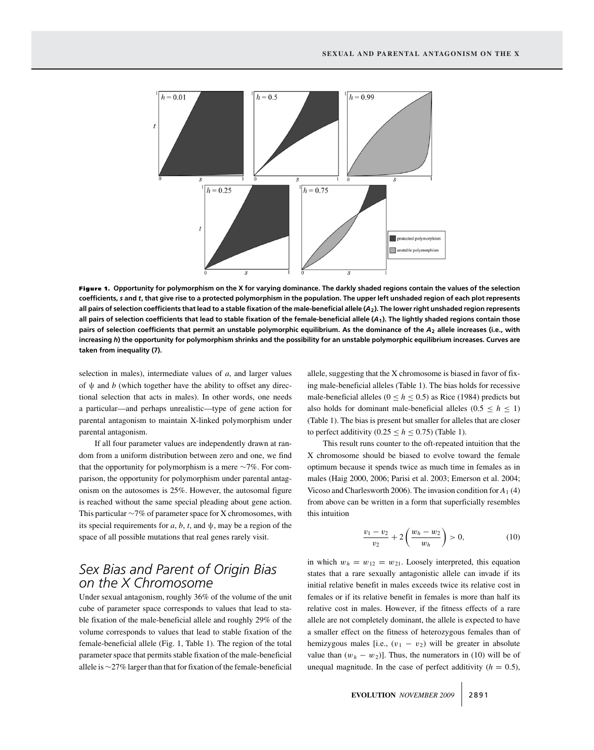**Figure 1.** **Opportunity for polymorphism on the X for varying dominance. The darkly shaded regions contain the values of the selection coefficients, *s* and *t*, that give rise to a protected polymorphism in the population. The upper left unshaded region of each plot represents all pairs of selection coefficients that lead to a stable fixation of the male-beneficial allele ($A_2$). The lower right unshaded region represents all pairs of selection coefficients that lead to stable fixation of the female-beneficial allele ($A_1$). The lightly shaded regions contain those pairs of selection coefficients that permit an unstable polymorphic equilibrium. As the dominance of the $A_2$ allele increases (i.e., with increasing *h*) the opportunity for polymorphism shrinks and the possibility for an unstable polymorphic equilibrium increases. Curves are taken from inequality (7).**

selection in males), intermediate values of $a$, and larger values of $\psi$ and $b$ (which together have the ability to offset any directional selection that acts in males). In other words, one needs a particular—and perhaps unrealistic—type of gene action for parental antagonism to maintain X-linked polymorphism under parental antagonism.

If all four parameter values are independently drawn at random from a uniform distribution between zero and one, we find that the opportunity for polymorphism is a mere ~7%. For comparison, the opportunity for polymorphism under parental antagonism on the autosomes is 25%. However, the autosomal figure is reached without the same special pleading about gene action. This particular ~7% of parameter space for X chromosomes, with its special requirements for $a$, $b$, $t$, and $\psi$, may be a region of the space of all possible mutations that real genes rarely visit.

## Sex Bias and Parent of Origin Bias on the X Chromosome

Under sexual antagonism, roughly 36% of the volume of the unit cube of parameter space corresponds to values that lead to stable fixation of the male-beneficial allele and roughly 29% of the volume corresponds to values that lead to stable fixation of the female-beneficial allele (Fig. 1, Table 1). The region of the total parameter space that permits stable fixation of the male-beneficial allele is ~27% larger than that for fixation of the female-beneficial allele, suggesting that the X chromosome is biased in favor of fixing male-beneficial alleles (Table 1). The bias holds for recessive male-beneficial alleles ($0 \leq h \leq 0.5$) as Rice (1984) predicts but also holds for dominant male-beneficial alleles ($0.5 \leq h \leq 1$) (Table 1). The bias is present but smaller for alleles that are closer to perfect additivity ($0.25 \leq h \leq 0.75$) (Table 1).

This result runs counter to the oft-repeated intuition that the X chromosome should be biased to evolve toward the female optimum because it spends twice as much time in females as in males (Haig 2000, 2006; Parisi et al. 2003; Emerson et al. 2004; Vicoso and Charlesworth 2006). The invasion condition for $A_1$ (4) from above can be written in a form that superficially resembles this intuition

$$\frac{v_1 - v_2}{v_2} + 2\left(\frac{w_h - w_2}{w_h}\right) > 0, \tag{10}$$

in which $w_h = w_{12} = w_{21}$. Loosely interpreted, this equation states that a rare sexually antagonistic allele can invade if its initial relative benefit in males exceeds twice its relative cost in females or if its relative benefit in females is more than half its relative cost in males. However, if the fitness effects of a rare allele are not completely dominant, the allele is expected to have a smaller effect on the fitness of heterozygous females than of hemizygous males [i.e., $(v_1 - v_2)$ will be greater in absolute value than $(w_h - w_2)$]. Thus, the numerators in (10) will be of unequal magnitude. In the case of perfect additivity ($h = 0.5$),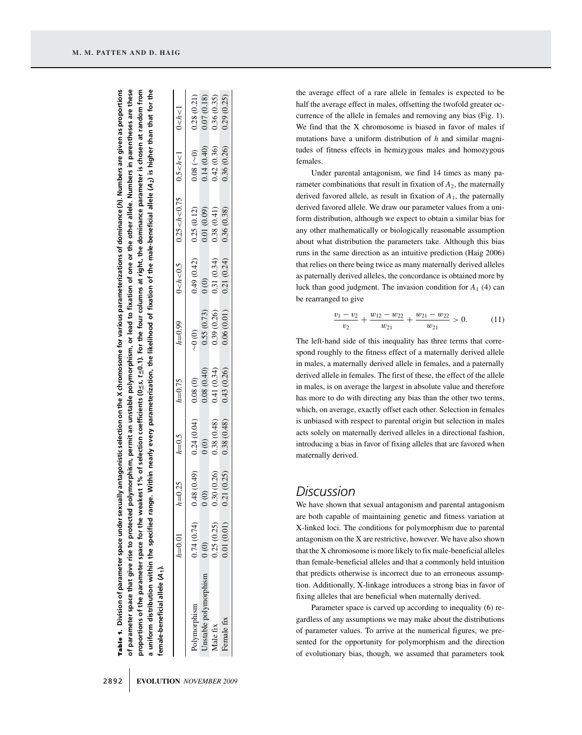**Table 1.** Division of parameter space under sexually antagonistic selection on the X chromosome for various parameterizations of dominance ($h$). Numbers are given as proportions of parameter space that give rise to protected polymorphism, permit an unstable polymorphism, or lead to fixation of one or the other allele. Numbers in parentheses here are these proportions of the parameter space for the weakest 1% of selection coefficients ($0 \leq s$, $t \leq 0.1$). For the four columns at right, the dominance parameter is chosen at random from a uniform distribution within the specified range. Within nearly every parameterization, the likelihood of fixation of the male-beneficial allele ($A_2$) is higher than that for the female-beneficial allele ($A_1$).

| | $h$=0.01 | $h$=0.25 | $h$=0.5 | $h$=0.75 | $h$=0.99 | $0<h<0.5$ | $0.25<h<0.75$ | $0.5<h<1$ | $0<h<1$ |
|---|---|---|---|---|---|---|---|---|---|
| Polymorphism | 0.74 (0.74) | 0.48 (0.49) | 0.24 (0.04) | 0.08 (0) | ~0 (0) | 0.49 (0.42) | 0.25 (0.12) | 0.08 (~0) | 0.28 (0.21) |
| Unstable polymorphism | 0 (0) | 0 (0) | 0 (0) | 0.08 (0.40) | 0.55 (0.73) | 0 (0) | 0.01 (0.09) | 0.14 (0.40) | 0.07 (0.18) |
| Male fix | 0.25 (0.25) | 0.30 (0.26) | 0.38 (0.48) | 0.41 (0.34) | 0.39 (0.26) | 0.31 (0.34) | 0.38 (0.41) | 0.42 (0.36) | 0.36 (0.35) |
| Female fix | 0.01 (0.01) | 0.21 (0.25) | 0.38 (0.48) | 0.43 (0.26) | 0.06 (0.01) | 0.21 (0.24) | 0.36 (0.38) | 0.36 (0.26) | 0.29 (0.25) |

the average effect of a rare allele in females is expected to be half the average effect in males, offsetting the twofold greater occurrence of the allele in females and removing any bias (Fig. 1). We find that the X chromosome is biased in favor of males if mutations have a uniform distribution of $h$ and similar magnitudes of fitness effects in hemizygous males and homozygous females.

Under parental antagonism, we find 14 times as many parameter combinations that result in fixation of $A_2$, the maternally derived favored allele, as result in fixation of $A_1$, the paternally derived favored allele. We draw our parameter values from a uniform distribution, although we expect to obtain a similar bias for any other mathematically or biologically reasonable assumption about what distribution the parameters take. Although this bias runs in the same direction as an intuitive prediction (Haig 2006) that relies on there being twice as many maternally derived alleles as paternally derived alleles, the concordance is obtained more by luck than good judgment. The invasion condition for $A_1$ (4) can be rearranged to give

$$\frac{v_1 - v_2}{v_2} + \frac{w_{12} - w_{22}}{w_{21}} + \frac{w_{21} - w_{22}}{w_{21}} > 0. \qquad (11)$$

The left-hand side of this inequality has three terms that correspond roughly to the fitness effect of a maternally derived allele in males, a maternally derived allele in females, and a paternally derived allele in females. The first of these, the effect of the allele in males, is on average the largest in absolute value and therefore has more to do with directing any bias than the other two terms, which, on average, exactly offset each other. Selection in females is unbiased with respect to parental origin but selection in males acts solely on maternally derived alleles in a directional fashion, introducing a bias in favor of fixing alleles that are favored when maternally derived.

## Discussion

We have shown that sexual antagonism and parental antagonism are both capable of maintaining genetic and fitness variation at X-linked loci. The conditions for polymorphism due to parental antagonism on the X are restrictive, however. We have also shown that the X chromosome is more likely to fix male-beneficial alleles than female-beneficial alleles and that a commonly held intuition that predicts otherwise is incorrect due to an erroneous assumption. Additionally, X-linkage introduces a strong bias in favor of fixing alleles that are beneficial when maternally derived.

Parameter space is carved up according to inequality (6) regardless of any assumptions we may make about the distributions of parameter values. To arrive at the numerical figures, we presented for the opportunity for polymorphism and the direction of evolutionary bias, though, we assumed that parameters took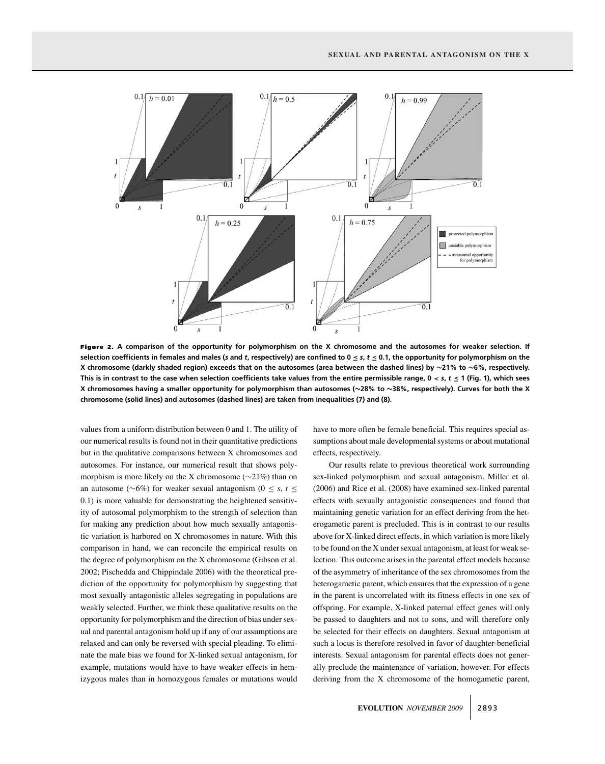**Figure 2.** **A comparison of the opportunity for polymorphism on the X chromosome and the autosomes for weaker selection. If selection coefficients in females and males (*s* and *t*, respectively) are confined to $0 \le s, t \le 0.1$, the opportunity for polymorphism on the X chromosome (darkly shaded region) exceeds that on the autosomes (area between the dashed lines) by ∼21% to ∼6%, respectively. This is in contrast to the case when selection coefficients take values from the entire permissible range, $0 < s, t \le 1$ (Fig. 1), which sees X chromosomes having a smaller opportunity for polymorphism than autosomes (∼28% to ∼38%, respectively). Curves for both the X chromosome (solid lines) and autosomes (dashed lines) are taken from inequalities (7) and (8).**

values from a uniform distribution between 0 and 1. The utility of our numerical results is found not in their quantitative predictions but in the qualitative comparisons between X chromosomes and autosomes. For instance, our numerical result that shows polymorphism is more likely on the X chromosome (∼21%) than on an autosome (∼6%) for weaker sexual antagonism ($0 \le s, t \le 0.1$) is more valuable for demonstrating the heightened sensitivity of autosomal polymorphism to the strength of selection than for making any prediction about how much sexually antagonistic variation is harbored on X chromosomes in nature. With this comparison in hand, we can reconcile the empirical results on the degree of polymorphism on the X chromosome (Gibson et al. 2002; Pischedda and Chippindale 2006) with the theoretical prediction of the opportunity for polymorphism by suggesting that most sexually antagonistic alleles segregating in populations are weakly selected. Further, we think these qualitative results on the opportunity for polymorphism and the direction of bias under sexual and parental antagonism hold up if any of our assumptions are relaxed and can only be reversed with special pleading. To eliminate the male bias we found for X-linked sexual antagonism, for example, mutations would have to have weaker effects in hemizygous males than in homozygous females or mutations would have to more often be female beneficial. This requires special assumptions about male developmental systems or about mutational effects, respectively.

Our results relate to previous theoretical work surrounding sex-linked polymorphism and sexual antagonism. Miller et al. (2006) and Rice et al. (2008) have examined sex-linked parental effects with sexually antagonistic consequences and found that maintaining genetic variation for an effect deriving from the heterogametic parent is precluded. This is in contrast to our results above for X-linked direct effects, in which variation is more likely to be found on the X under sexual antagonism, at least for weak selection. This outcome arises in the parental effect models because of the asymmetry of inheritance of the sex chromosomes from the heterogametic parent, which ensures that the expression of a gene in the parent is uncorrelated with its fitness effects in one sex of offspring. For example, X-linked paternal effect genes will only be passed to daughters and not to sons, and will therefore only be selected for their effects on daughters. Sexual antagonism at such a locus is therefore resolved in favor of daughter-beneficial interests. Sexual antagonism for parental effects does not generally preclude the maintenance of variation, however. For effects deriving from the X chromosome of the homogametic parent,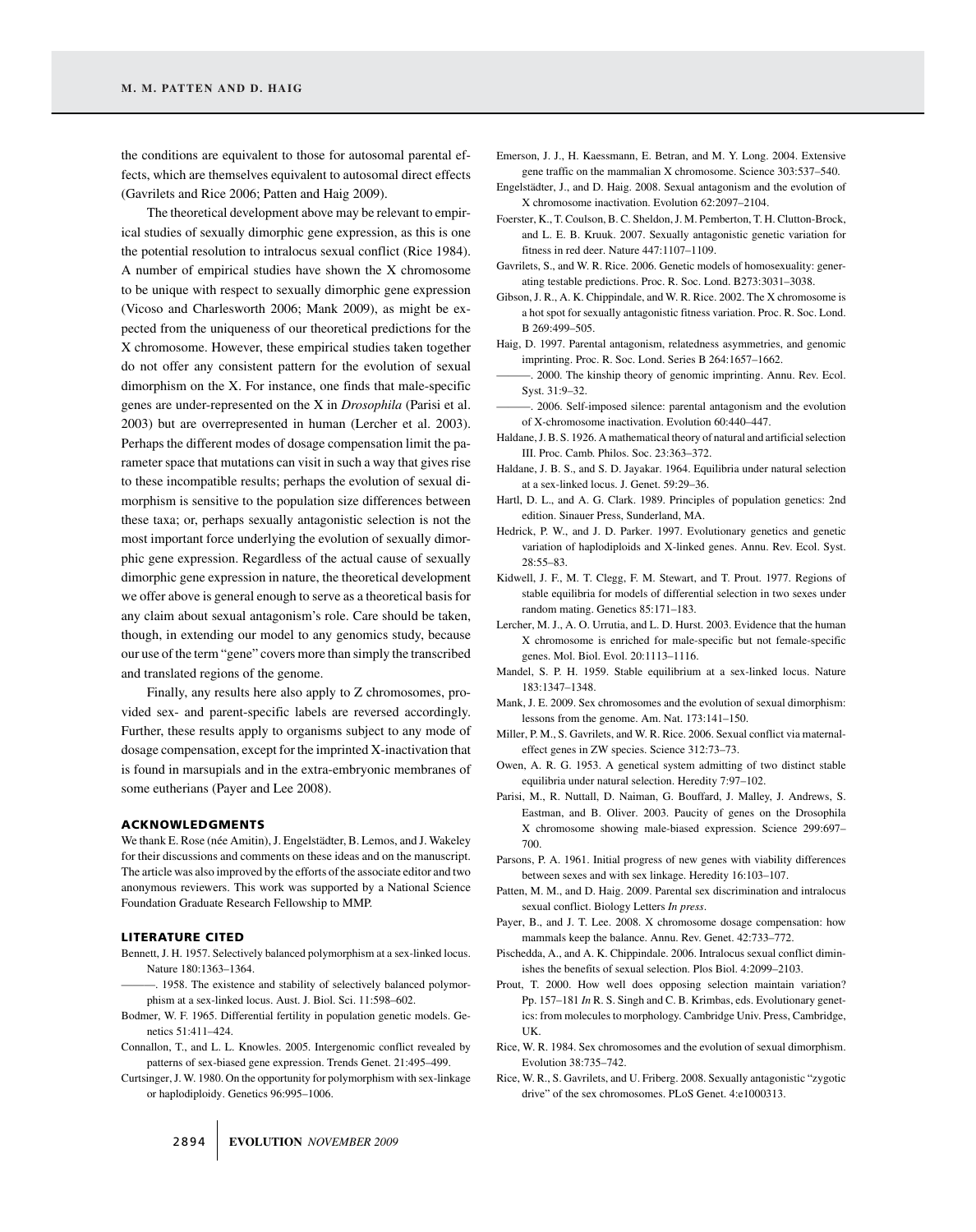the conditions are equivalent to those for autosomal parental effects, which are themselves equivalent to autosomal direct effects (Gavrilets and Rice 2006; Patten and Haig 2009).

The theoretical development above may be relevant to empirical studies of sexually dimorphic gene expression, as this is one the potential resolution to intralocus sexual conflict (Rice 1984). A number of empirical studies have shown the X chromosome to be unique with respect to sexually dimorphic gene expression (Vicoso and Charlesworth 2006; Mank 2009), as might be expected from the uniqueness of our theoretical predictions for the X chromosome. However, these empirical studies taken together do not offer any consistent pattern for the evolution of sexual dimorphism on the X. For instance, one finds that male-specific genes are under-represented on the X in *Drosophila* (Parisi et al. 2003) but are overrepresented in human (Lercher et al. 2003). Perhaps the different modes of dosage compensation limit the parameter space that mutations can visit in such a way that gives rise to these incompatible results; perhaps the evolution of sexual dimorphism is sensitive to the population size differences between these taxa; or, perhaps sexually antagonistic selection is not the most important force underlying the evolution of sexually dimorphic gene expression. Regardless of the actual cause of sexually dimorphic gene expression in nature, the theoretical development we offer above is general enough to serve as a theoretical basis for any claim about sexual antagonism's role. Care should be taken, though, in extending our model to any genomics study, because our use of the term "gene" covers more than simply the transcribed and translated regions of the genome.

Finally, any results here also apply to Z chromosomes, provided sex- and parent-specific labels are reversed accordingly. Further, these results apply to organisms subject to any mode of dosage compensation, except for the imprinted X-inactivation that is found in marsupials and in the extra-embryonic membranes of some eutherians (Payer and Lee 2008).

## ACKNOWLEDGMENTS

We thank E. Rose (née Amitin), J. Engelstädter, B. Lemos, and J. Wakeley for their discussions and comments on these ideas and on the manuscript. The article was also improved by the efforts of the associate editor and two anonymous reviewers. This work was supported by a National Science Foundation Graduate Research Fellowship to MMP.

## LITERATURE CITED

Bennett, J. H. 1957. Selectively balanced polymorphism at a sex-linked locus. Nature 180:1363–1364.

———. 1958. The existence and stability of selectively balanced polymorphism at a sex-linked locus. Aust. J. Biol. Sci. 11:598–602.

Bodmer, W. F. 1965. Differential fertility in population genetic models. Genetics 51:411–424.

Connallon, T., and L. L. Knowles. 2005. Intergenomic conflict revealed by patterns of sex-biased gene expression. Trends Genet. 21:495–499.

Curtsinger, J. W. 1980. On the opportunity for polymorphism with sex-linkage or haplodiploidy. Genetics 96:995–1006.

Emerson, J. J., H. Kaessmann, E. Betran, and M. Y. Long. 2004. Extensive gene traffic on the mammalian X chromosome. Science 303:537–540.

Engelstädter, J., and D. Haig. 2008. Sexual antagonism and the evolution of X chromosome inactivation. Evolution 62:2097–2104.

Foerster, K., T. Coulson, B. C. Sheldon, J. M. Pemberton, T. H. Clutton-Brock, and L. E. B. Kruuk. 2007. Sexually antagonistic genetic variation for fitness in red deer. Nature 447:1107–1109.

Gavrilets, S., and W. R. Rice. 2006. Genetic models of homosexuality: generating testable predictions. Proc. R. Soc. Lond. B273:3031–3038.

Gibson, J. R., A. K. Chippindale, and W. R. Rice. 2002. The X chromosome is a hot spot for sexually antagonistic fitness variation. Proc. R. Soc. Lond. B 269:499–505.

Haig, D. 1997. Parental antagonism, relatedness asymmetries, and genomic imprinting. Proc. R. Soc. Lond. Series B 264:1657–1662.

———. 2000. The kinship theory of genomic imprinting. Annu. Rev. Ecol. Syst. 31:9–32.

———. 2006. Self-imposed silence: parental antagonism and the evolution of X-chromosome inactivation. Evolution 60:440–447.

Haldane, J. B. S. 1926. A mathematical theory of natural and artificial selection III. Proc. Camb. Philos. Soc. 23:363–372.

Haldane, J. B. S., and S. D. Jayakar. 1964. Equilibria under natural selection at a sex-linked locus. J. Genet. 59:29–36.

Hartl, D. L., and A. G. Clark. 1989. Principles of population genetics: 2nd edition. Sinauer Press, Sunderland, MA.

Hedrick, P. W., and J. D. Parker. 1997. Evolutionary genetics and genetic variation of haplodiploids and X-linked genes. Annu. Rev. Ecol. Syst. 28:55–83.

Kidwell, J. F., M. T. Clegg, F. M. Stewart, and T. Prout. 1977. Regions of stable equilibria for models of differential selection in two sexes under random mating. Genetics 85:171–183.

Lercher, M. J., A. O. Urrutia, and L. D. Hurst. 2003. Evidence that the human X chromosome is enriched for male-specific but not female-specific genes. Mol. Biol. Evol. 20:1113–1116.

Mandel, S. P. H. 1959. Stable equilibrium at a sex-linked locus. Nature 183:1347–1348.

Mank, J. E. 2009. Sex chromosomes and the evolution of sexual dimorphism: lessons from the genome. Am. Nat. 173:141–150.

Miller, P. M., S. Gavrilets, and W. R. Rice. 2006. Sexual conflict via maternal-effect genes in ZW species. Science 312:73–73.

Owen, A. R. G. 1953. A genetical system admitting of two distinct stable equilibria under natural selection. Heredity 7:97–102.

Parisi, M., R. Nuttall, D. Naiman, G. Bouffard, J. Malley, J. Andrews, S. Eastman, and B. Oliver. 2003. Paucity of genes on the Drosophila X chromosome showing male-biased expression. Science 299:697–700.

Parsons, P. A. 1961. Initial progress of new genes with viability differences between sexes and with sex linkage. Heredity 16:103–107.

Patten, M. M., and D. Haig. 2009. Parental sex discrimination and intralocus sexual conflict. Biology Letters *In press*.

Payer, B., and J. T. Lee. 2008. X chromosome dosage compensation: how mammals keep the balance. Annu. Rev. Genet. 42:733–772.

Pischedda, A., and A. K. Chippindale. 2006. Intralocus sexual conflict diminishes the benefits of sexual selection. Plos Biol. 4:2099–2103.

Prout, T. 2000. How well does opposing selection maintain variation? Pp. 157–181 *In* R. S. Singh and C. B. Krimbas, eds. Evolutionary genetics: from molecules to morphology. Cambridge Univ. Press, Cambridge, UK.

Rice, W. R. 1984. Sex chromosomes and the evolution of sexual dimorphism. Evolution 38:735–742.

Rice, W. R., S. Gavrilets, and U. Friberg. 2008. Sexually antagonistic "zygotic drive" of the sex chromosomes. PLoS Genet. 4:e1000313.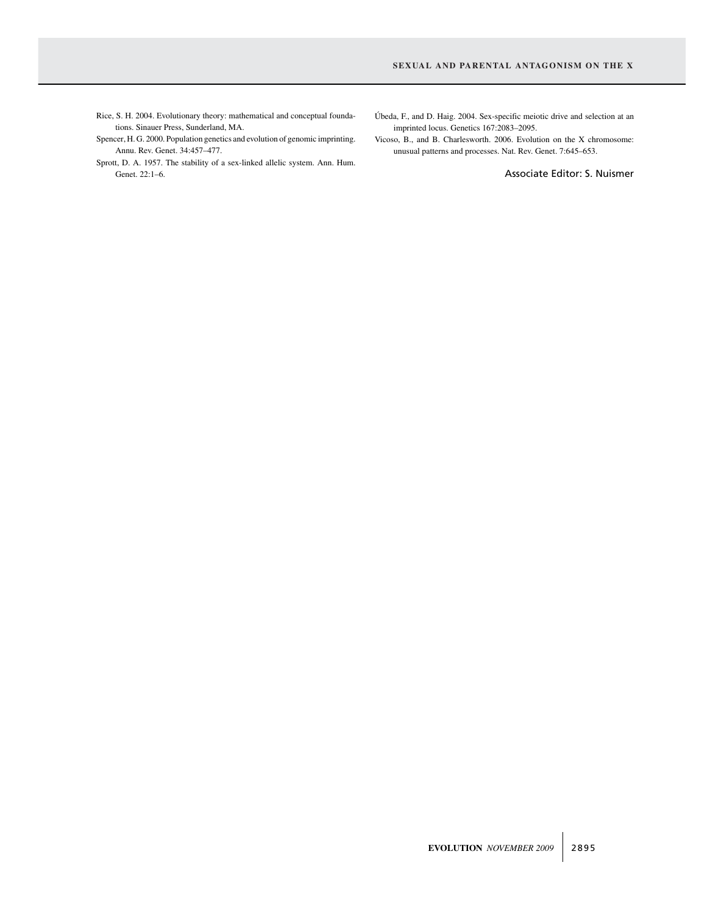Rice, S. H. 2004. Evolutionary theory: mathematical and conceptual foundations. Sinauer Press, Sunderland, MA.

Spencer, H. G. 2000. Population genetics and evolution of genomic imprinting. Annu. Rev. Genet. 34:457–477.

Sprott, D. A. 1957. The stability of a sex-linked allelic system. Ann. Hum. Genet. 22:1–6.

Úbeda, F., and D. Haig. 2004. Sex-specific meiotic drive and selection at an imprinted locus. Genetics 167:2083–2095.

Vicoso, B., and B. Charlesworth. 2006. Evolution on the X chromosome: unusual patterns and processes. Nat. Rev. Genet. 7:645–653.

Associate Editor: S. Nuismer